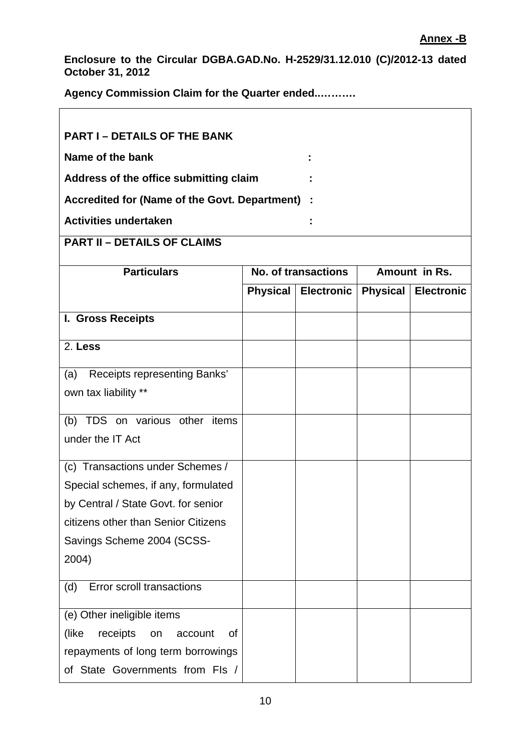**Annex -B**

**Enclosure to the Circular DGBA.GAD.No. H-2529/31.12.010 (C)/2012-13 dated October 31, 2012**

**Agency Commission Claim for the Quarter ended..……….**

**PART I – DETAILS OF THE BANK**

**Name of the bank :**

**Address of the office submitting claim :**

**Accredited for (Name of the Govt. Department) :**

**Activities undertaken :**

**PART II – DETAILS OF CLAIMS**

| Particulars | No. of transactions | | Amount in Rs. | |
|---|---|---|---|---|
| | **Physical** | **Electronic** | **Physical** | **Electronic** |
| **I. Gross Receipts** | | | | |
| 2. **Less** | | | | |
| (a) Receipts representing Banks' own tax liability ** | | | | |
| (b) TDS on various other items under the IT Act | | | | |
| (c) Transactions under Schemes / Special schemes, if any, formulated by Central / State Govt. for senior citizens other than Senior Citizens Savings Scheme 2004 (SCSS-2004) | | | | |
| (d) Error scroll transactions | | | | |
| (e) Other ineligible items (like receipts on account of repayments of long term borrowings of State Governments from FIs / | | | | |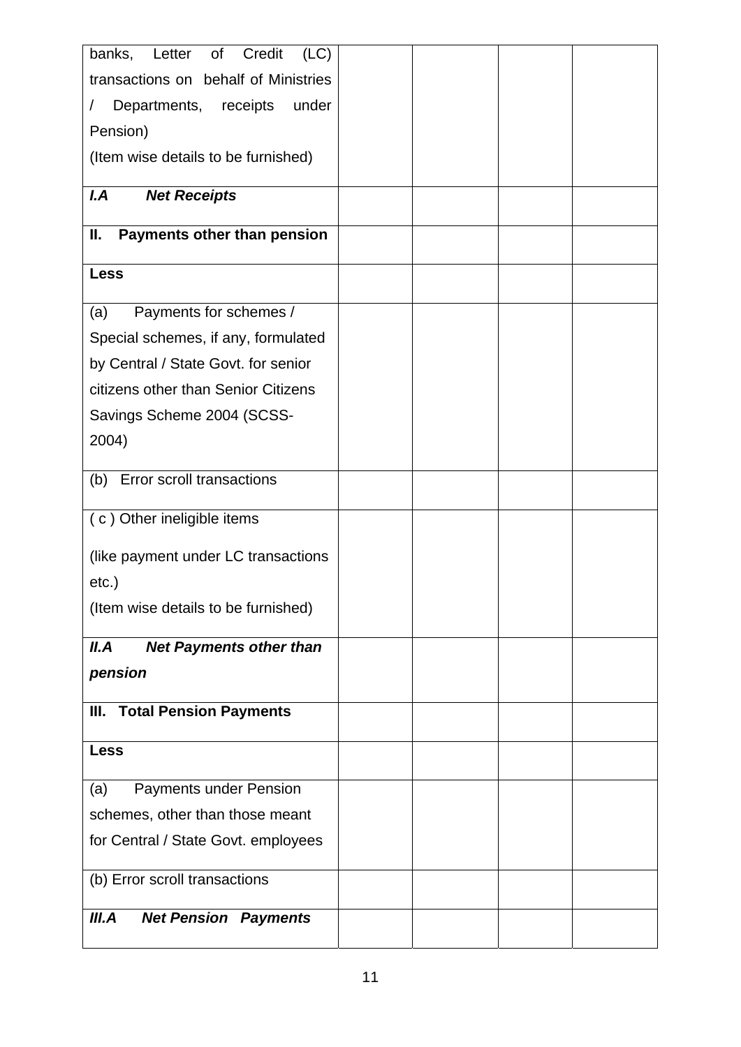| | | | | |
|---|---|---|---|---|
| banks, Letter of Credit (LC) transactions on behalf of Ministries / Departments, receipts under Pension)<br>(Item wise details to be furnished) | | | | |
| ***I.A Net Receipts*** | | | | |
| **II. Payments other than pension** | | | | |
| **Less** | | | | |
| (a) Payments for schemes / Special schemes, if any, formulated by Central / State Govt. for senior citizens other than Senior Citizens Savings Scheme 2004 (SCSS-2004) | | | | |
| (b) Error scroll transactions | | | | |
| ( c ) Other ineligible items<br>(like payment under LC transactions etc.)<br>(Item wise details to be furnished) | | | | |
| ***II.A Net Payments other than pension*** | | | | |
| **III. Total Pension Payments** | | | | |
| **Less** | | | | |
| (a) Payments under Pension schemes, other than those meant for Central / State Govt. employees | | | | |
| (b) Error scroll transactions | | | | |
| ***III.A Net Pension Payments*** | | | | |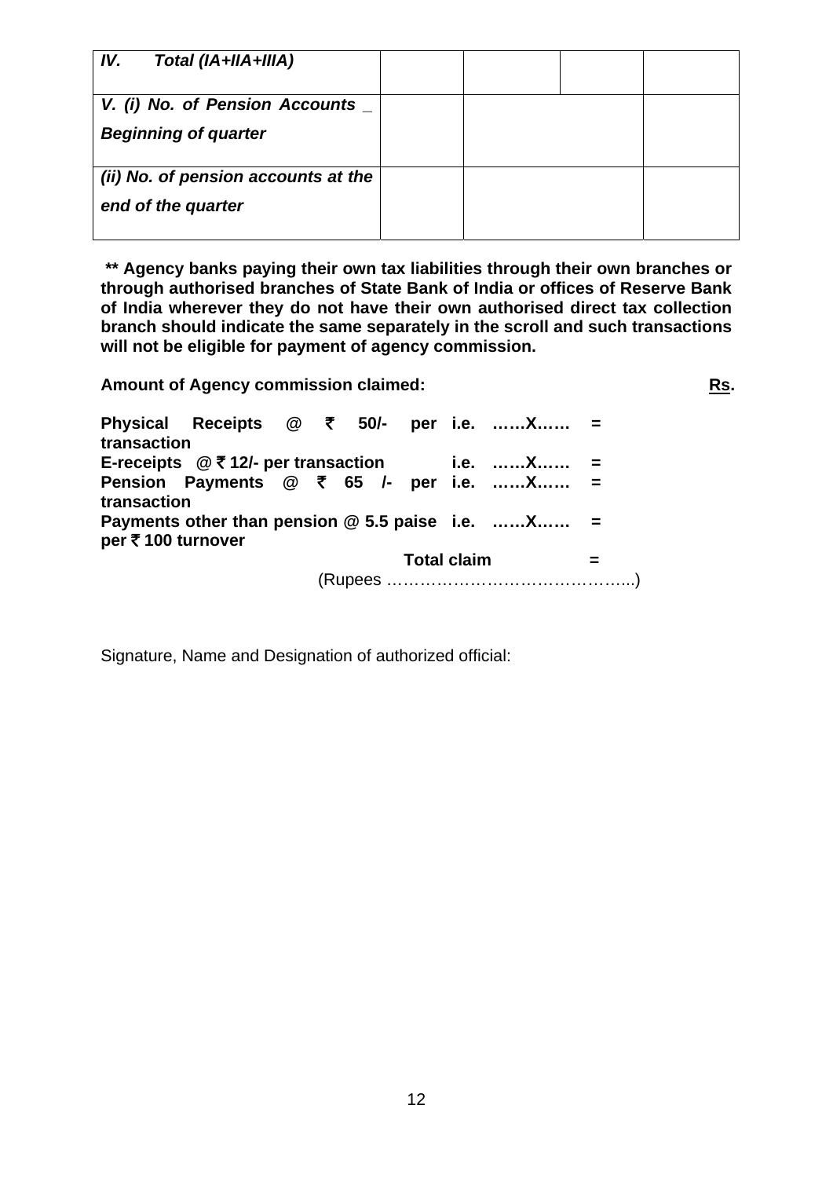| *IV. Total (IA+IIA+IIIA)* | | | | |
|---|---|---|---|---|
| *V. (i) No. of Pension Accounts _ Beginning of quarter* | | | | |
| *(ii) No. of pension accounts at the end of the quarter* | | | | |

**\*\* Agency banks paying their own tax liabilities through their own branches or through authorised branches of State Bank of India or offices of Reserve Bank of India wherever they do not have their own authorised direct tax collection branch should indicate the same separately in the scroll and such transactions will not be eligible for payment of agency commission.**

**Amount of Agency commission claimed:** **Rs.**

| | | |
|---|---|---|
| **Physical Receipts @ ₹ 50/- per transaction** | **i.e. ……X……** | **=** |
| **E-receipts @ ₹ 12/- per transaction** | **i.e. ……X……** | **=** |
| **Pension Payments @ ₹ 65 /- per transaction** | **i.e. ……X……** | **=** |
| **Payments other than pension @ 5.5 paise per ₹ 100 turnover** | **i.e. ……X……** | **=** |
| | **Total claim** | **=** |

(Rupees ……………………………………...)

Signature, Name and Designation of authorized official: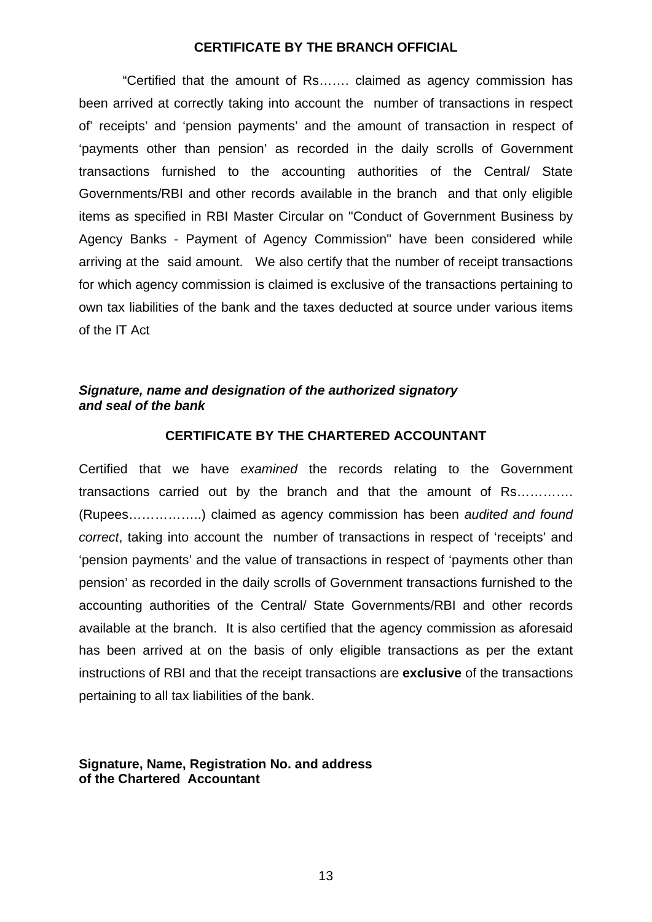## CERTIFICATE BY THE BRANCH OFFICIAL

"Certified that the amount of Rs……. claimed as agency commission has been arrived at correctly taking into account the number of transactions in respect of' receipts' and 'pension payments' and the amount of transaction in respect of 'payments other than pension' as recorded in the daily scrolls of Government transactions furnished to the accounting authorities of the Central/ State Governments/RBI and other records available in the branch and that only eligible items as specified in RBI Master Circular on "Conduct of Government Business by Agency Banks - Payment of Agency Commission" have been considered while arriving at the said amount. We also certify that the number of receipt transactions for which agency commission is claimed is exclusive of the transactions pertaining to own tax liabilities of the bank and the taxes deducted at source under various items of the IT Act

***Signature, name and designation of the authorized signatory and seal of the bank***

## CERTIFICATE BY THE CHARTERED ACCOUNTANT

Certified that we have *examined* the records relating to the Government transactions carried out by the branch and that the amount of Rs…………. (Rupees……………..) claimed as agency commission has been *audited and found correct*, taking into account the number of transactions in respect of 'receipts' and 'pension payments' and the value of transactions in respect of 'payments other than pension' as recorded in the daily scrolls of Government transactions furnished to the accounting authorities of the Central/ State Governments/RBI and other records available at the branch. It is also certified that the agency commission as aforesaid has been arrived at on the basis of only eligible transactions as per the extant instructions of RBI and that the receipt transactions are **exclusive** of the transactions pertaining to all tax liabilities of the bank.

**Signature, Name, Registration No. and address of the Chartered Accountant**